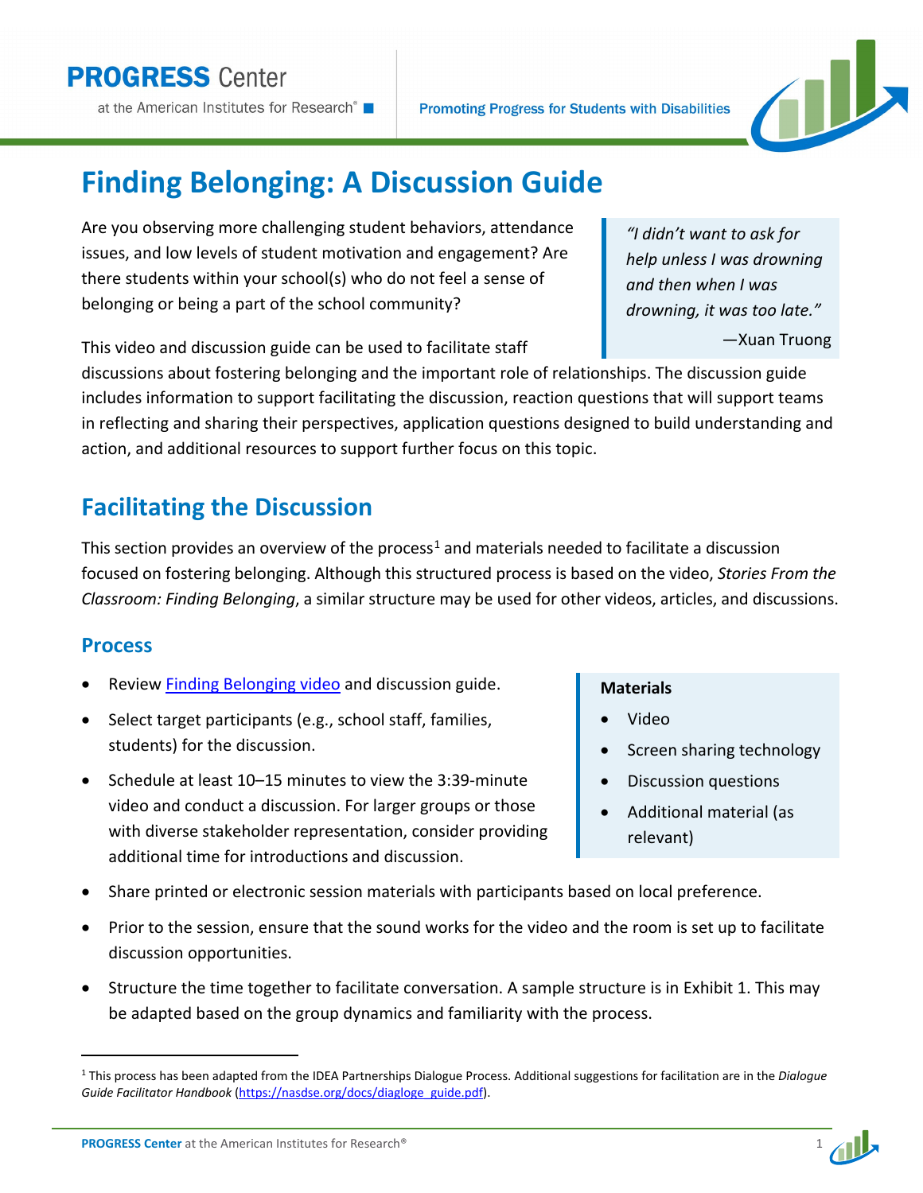# Finding Belonging: A Discussion Guide

Are you observing more challenging student behaviors, attendance issues, and low levels of student motivation and engagement? Are there students within your school(s) who do not feel a sense of belonging or being a part of the school community?

> *"I didn't want to ask for help unless I was drowning and then when I was drowning, it was too late."*
>
> —Xuan Truong

This video and discussion guide can be used to facilitate staff discussions about fostering belonging and the important role of relationships. The discussion guide includes information to support facilitating the discussion, reaction questions that will support teams in reflecting and sharing their perspectives, application questions designed to build understanding and action, and additional resources to support further focus on this topic.

## Facilitating the Discussion

This section provides an overview of the process[1] and materials needed to facilitate a discussion focused on fostering belonging. Although this structured process is based on the video, *Stories From the Classroom: Finding Belonging*, a similar structure may be used for other videos, articles, and discussions.

### Process

- Review Finding Belonging video and discussion guide.
- Select target participants (e.g., school staff, families, students) for the discussion.
- Schedule at least 10–15 minutes to view the 3:39-minute video and conduct a discussion. For larger groups or those with diverse stakeholder representation, consider providing additional time for introductions and discussion.
- Share printed or electronic session materials with participants based on local preference.
- Prior to the session, ensure that the sound works for the video and the room is set up to facilitate discussion opportunities.
- Structure the time together to facilitate conversation. A sample structure is in Exhibit 1. This may be adapted based on the group dynamics and familiarity with the process.

**Materials**

- Video
- Screen sharing technology
- Discussion questions
- Additional material (as relevant)

[1] This process has been adapted from the IDEA Partnerships Dialogue Process. Additional suggestions for facilitation are in the *Dialogue Guide Facilitator Handbook* (https://nasdse.org/docs/diagloge_guide.pdf).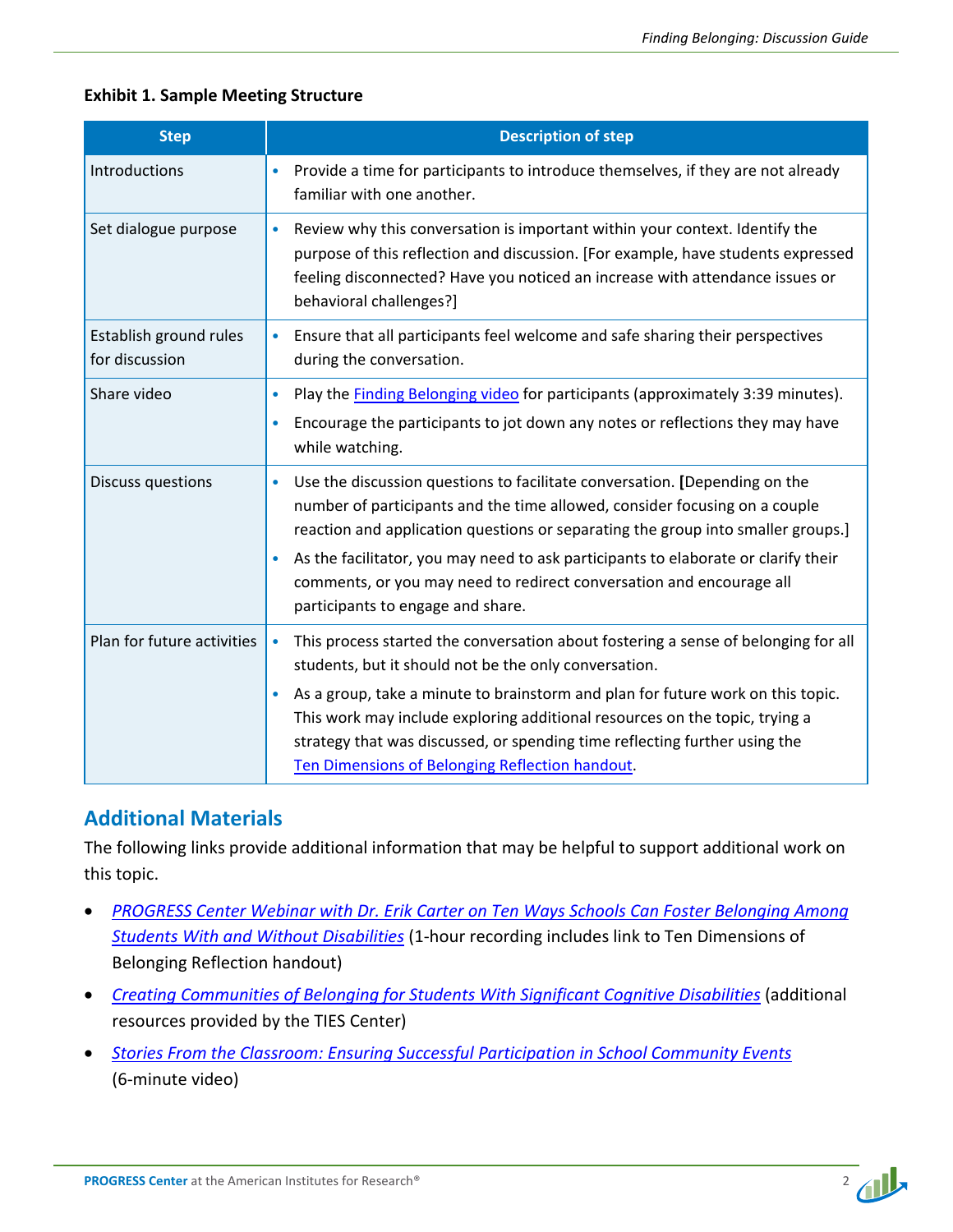**Exhibit 1. Sample Meeting Structure**

| Step | Description of step |
|---|---|
| Introductions | • Provide a time for participants to introduce themselves, if they are not already familiar with one another. |
| Set dialogue purpose | • Review why this conversation is important within your context. Identify the purpose of this reflection and discussion. [For example, have students expressed feeling disconnected? Have you noticed an increase with attendance issues or behavioral challenges?] |
| Establish ground rules for discussion | • Ensure that all participants feel welcome and safe sharing their perspectives during the conversation. |
| Share video | • Play the Finding Belonging video for participants (approximately 3:39 minutes).<br>• Encourage the participants to jot down any notes or reflections they may have while watching. |
| Discuss questions | • Use the discussion questions to facilitate conversation. **[**Depending on the number of participants and the time allowed, consider focusing on a couple reaction and application questions or separating the group into smaller groups.]<br>• As the facilitator, you may need to ask participants to elaborate or clarify their comments, or you may need to redirect conversation and encourage all participants to engage and share. |
| Plan for future activities | • This process started the conversation about fostering a sense of belonging for all students, but it should not be the only conversation.<br>• As a group, take a minute to brainstorm and plan for future work on this topic. This work may include exploring additional resources on the topic, trying a strategy that was discussed, or spending time reflecting further using the Ten Dimensions of Belonging Reflection handout. |

## Additional Materials

The following links provide additional information that may be helpful to support additional work on this topic.

- *PROGRESS Center Webinar with Dr. Erik Carter on Ten Ways Schools Can Foster Belonging Among Students With and Without Disabilities* (1-hour recording includes link to Ten Dimensions of Belonging Reflection handout)
- *Creating Communities of Belonging for Students With Significant Cognitive Disabilities* (additional resources provided by the TIES Center)
- *Stories From the Classroom: Ensuring Successful Participation in School Community Events* (6-minute video)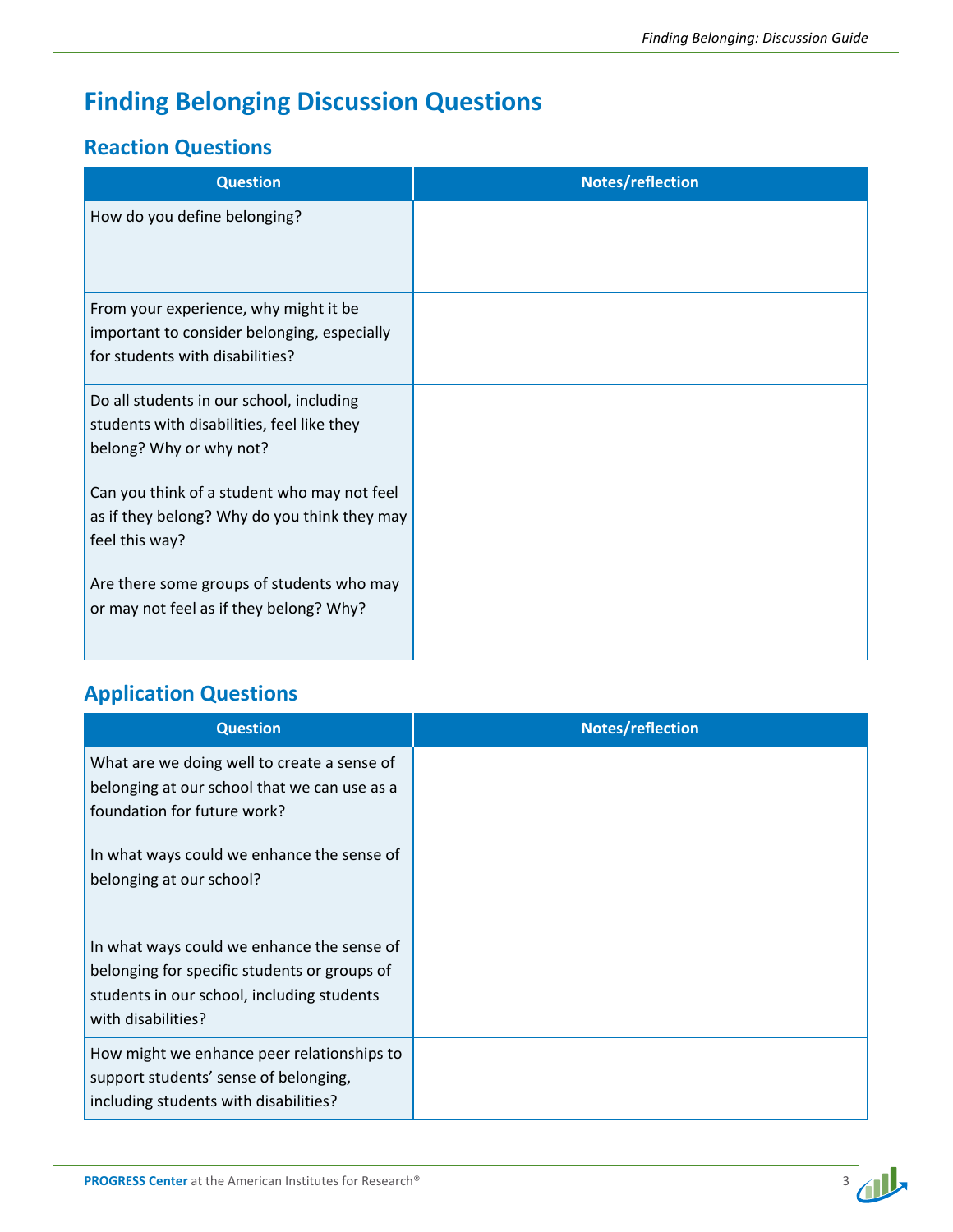# Finding Belonging Discussion Questions

## Reaction Questions

| Question | Notes/reflection |
|---|---|
| How do you define belonging? | |
| From your experience, why might it be important to consider belonging, especially for students with disabilities? | |
| Do all students in our school, including students with disabilities, feel like they belong? Why or why not? | |
| Can you think of a student who may not feel as if they belong? Why do you think they may feel this way? | |
| Are there some groups of students who may or may not feel as if they belong? Why? | |

## Application Questions

| Question | Notes/reflection |
|---|---|
| What are we doing well to create a sense of belonging at our school that we can use as a foundation for future work? | |
| In what ways could we enhance the sense of belonging at our school? | |
| In what ways could we enhance the sense of belonging for specific students or groups of students in our school, including students with disabilities? | |
| How might we enhance peer relationships to support students' sense of belonging, including students with disabilities? | |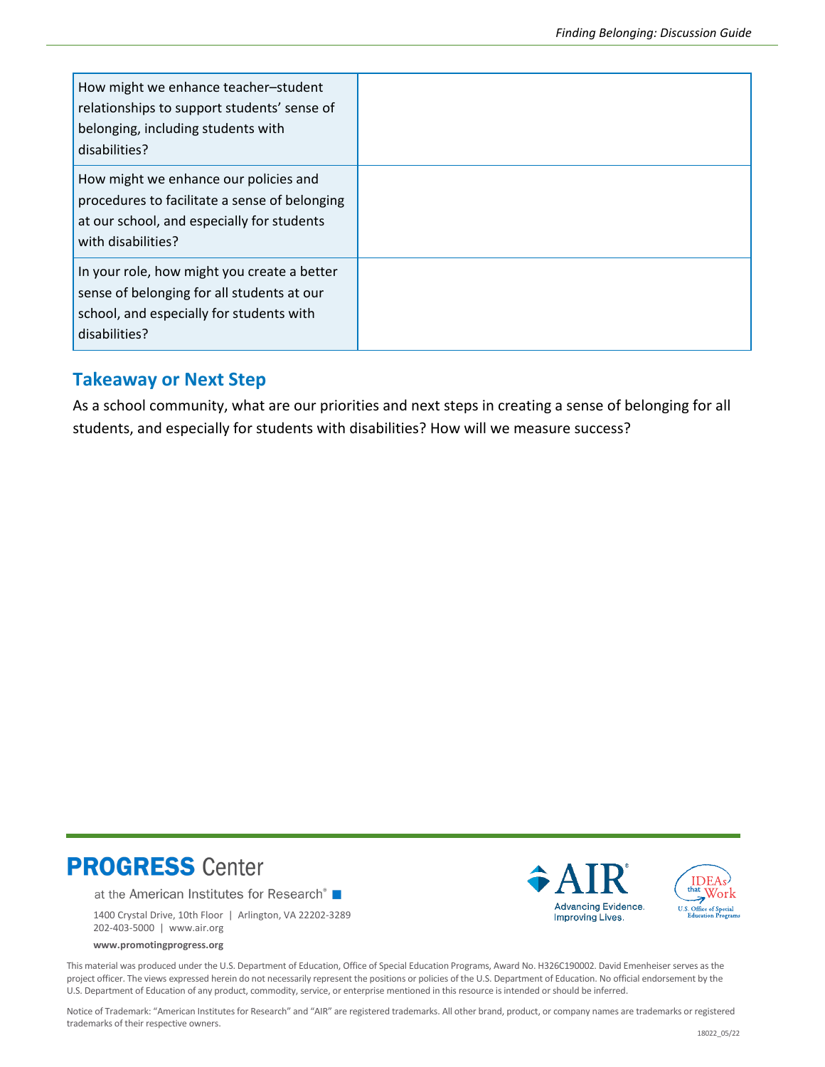| | |
|---|---|
| How might we enhance teacher–student relationships to support students' sense of belonging, including students with disabilities? | |
| How might we enhance our policies and procedures to facilitate a sense of belonging at our school, and especially for students with disabilities? | |
| In your role, how might you create a better sense of belonging for all students at our school, and especially for students with disabilities? | |

## Takeaway or Next Step

As a school community, what are our priorities and next steps in creating a sense of belonging for all students, and especially for students with disabilities? How will we measure success?

**PROGRESS** Center

at the American Institutes for Research®

1400 Crystal Drive, 10th Floor | Arlington, VA 22202-3289
202-403-5000 | www.air.org

**www.promotingprogress.org**

AIR® Advancing Evidence. Improving Lives.

IDEAs that Work
U.S. Office of Special Education Programs

This material was produced under the U.S. Department of Education, Office of Special Education Programs, Award No. H326C190002. David Emenheiser serves as the project officer. The views expressed herein do not necessarily represent the positions or policies of the U.S. Department of Education. No official endorsement by the U.S. Department of Education of any product, commodity, service, or enterprise mentioned in this resource is intended or should be inferred.

Notice of Trademark: "American Institutes for Research" and "AIR" are registered trademarks. All other brand, product, or company names are trademarks or registered trademarks of their respective owners.

18022_05/22